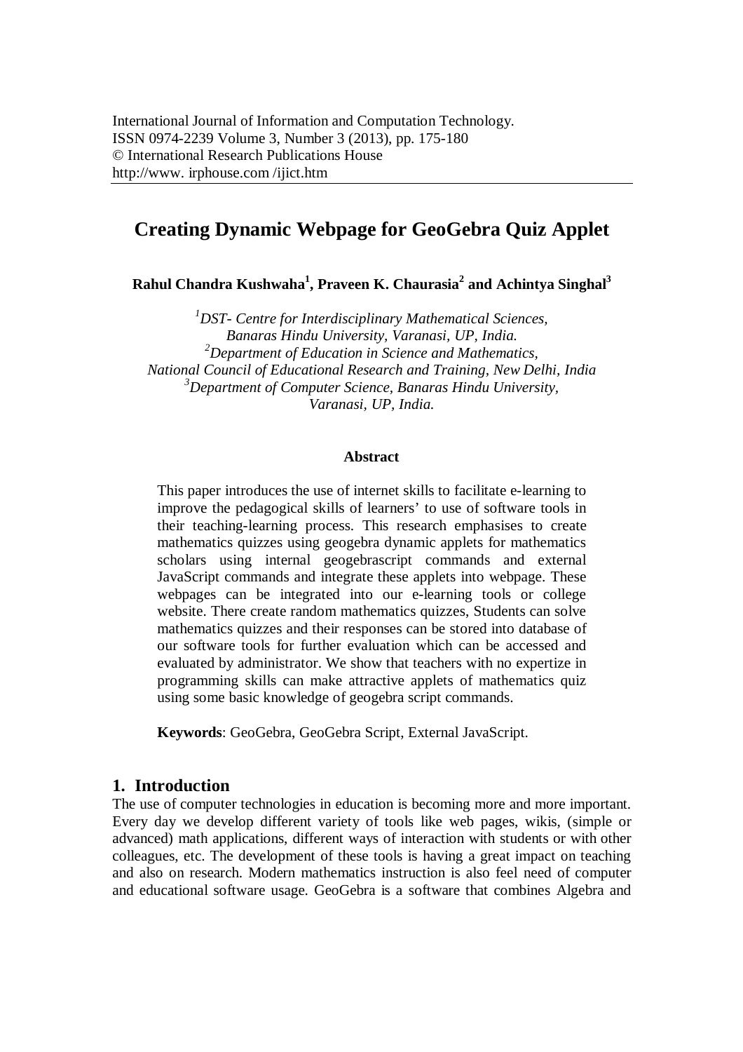International Journal of Information and Computation Technology.
ISSN 0974-2239 Volume 3, Number 3 (2013), pp. 175-180
© International Research Publications House
http://www. irphouse.com /ijict.htm

# Creating Dynamic Webpage for GeoGebra Quiz Applet

**Rahul Chandra Kushwaha[1], Praveen K. Chaurasia[2] and Achintya Singhal[3]**

*[1]DST- Centre for Interdisciplinary Mathematical Sciences, Banaras Hindu University, Varanasi, UP, India.*
*[2]Department of Education in Science and Mathematics, National Council of Educational Research and Training, New Delhi, India*
*[3]Department of Computer Science, Banaras Hindu University, Varanasi, UP, India.*

**Abstract**

This paper introduces the use of internet skills to facilitate e-learning to improve the pedagogical skills of learners' to use of software tools in their teaching-learning process. This research emphasises to create mathematics quizzes using geogebra dynamic applets for mathematics scholars using internal geogebrascript commands and external JavaScript commands and integrate these applets into webpage. These webpages can be integrated into our e-learning tools or college website. There create random mathematics quizzes, Students can solve mathematics quizzes and their responses can be stored into database of our software tools for further evaluation which can be accessed and evaluated by administrator. We show that teachers with no expertize in programming skills can make attractive applets of mathematics quiz using some basic knowledge of geogebra script commands.

**Keywords**: GeoGebra, GeoGebra Script, External JavaScript.

## 1. Introduction

The use of computer technologies in education is becoming more and more important. Every day we develop different variety of tools like web pages, wikis, (simple or advanced) math applications, different ways of interaction with students or with other colleagues, etc. The development of these tools is having a great impact on teaching and also on research. Modern mathematics instruction is also feel need of computer and educational software usage. GeoGebra is a software that combines Algebra and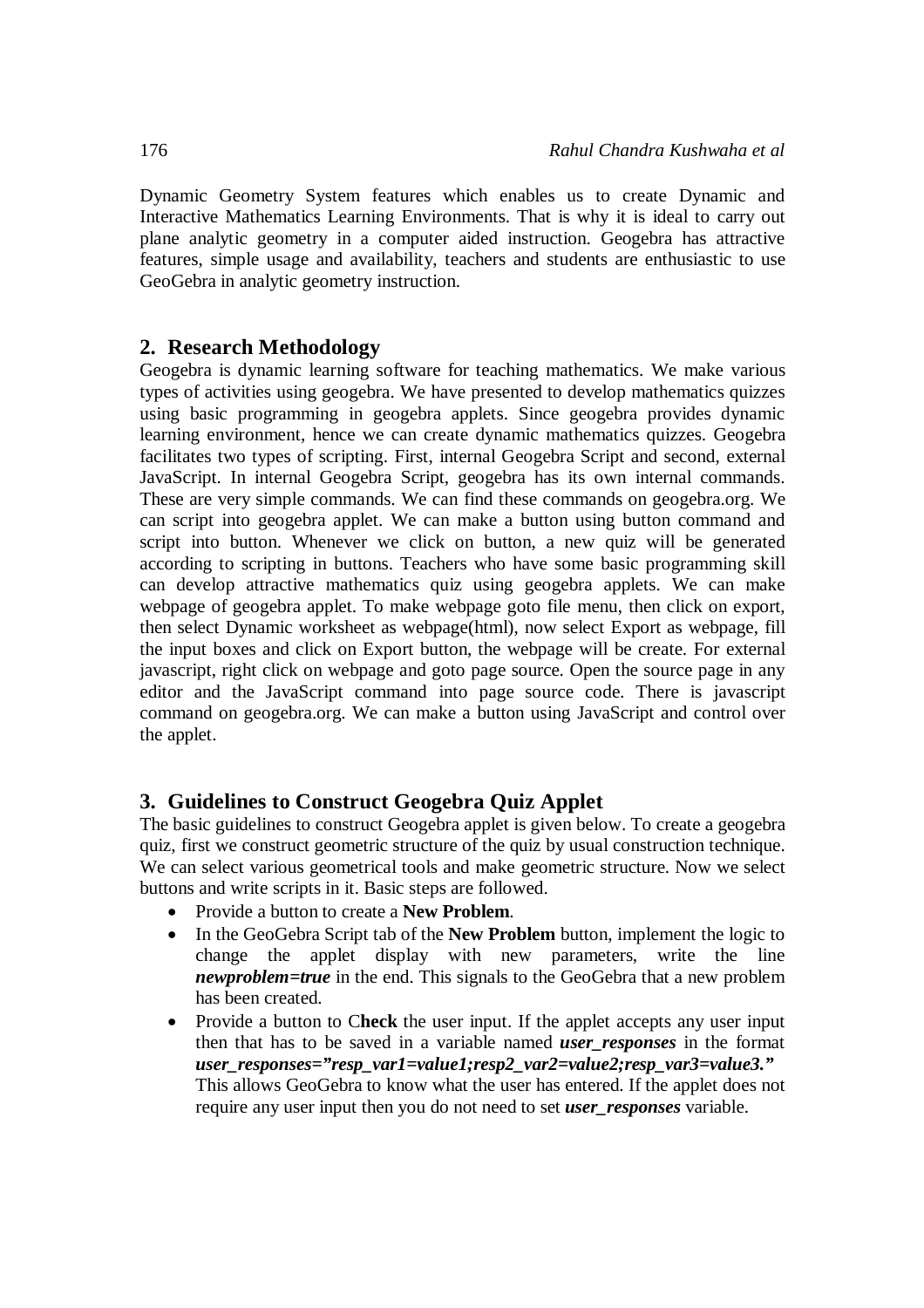Dynamic Geometry System features which enables us to create Dynamic and Interactive Mathematics Learning Environments. That is why it is ideal to carry out plane analytic geometry in a computer aided instruction. Geogebra has attractive features, simple usage and availability, teachers and students are enthusiastic to use GeoGebra in analytic geometry instruction.

## 2. Research Methodology

Geogebra is dynamic learning software for teaching mathematics. We make various types of activities using geogebra. We have presented to develop mathematics quizzes using basic programming in geogebra applets. Since geogebra provides dynamic learning environment, hence we can create dynamic mathematics quizzes. Geogebra facilitates two types of scripting. First, internal Geogebra Script and second, external JavaScript. In internal Geogebra Script, geogebra has its own internal commands. These are very simple commands. We can find these commands on geogebra.org. We can script into geogebra applet. We can make a button using button command and script into button. Whenever we click on button, a new quiz will be generated according to scripting in buttons. Teachers who have some basic programming skill can develop attractive mathematics quiz using geogebra applets. We can make webpage of geogebra applet. To make webpage goto file menu, then click on export, then select Dynamic worksheet as webpage(html), now select Export as webpage, fill the input boxes and click on Export button, the webpage will be create. For external javascript, right click on webpage and goto page source. Open the source page in any editor and the JavaScript command into page source code. There is javascript command on geogebra.org. We can make a button using JavaScript and control over the applet.

## 3. Guidelines to Construct Geogebra Quiz Applet

The basic guidelines to construct Geogebra applet is given below. To create a geogebra quiz, first we construct geometric structure of the quiz by usual construction technique. We can select various geometrical tools and make geometric structure. Now we select buttons and write scripts in it. Basic steps are followed.

- Provide a button to create a **New Problem**.
- In the GeoGebra Script tab of the **New Problem** button, implement the logic to change the applet display with new parameters, write the line ***newproblem=true*** in the end. This signals to the GeoGebra that a new problem has been created.
- Provide a button to C**heck** the user input. If the applet accepts any user input then that has to be saved in a variable named ***user_responses*** in the format ***user_responses=”resp_var1=value1;resp2_var2=value2;resp_var3=value3.”*** This allows GeoGebra to know what the user has entered. If the applet does not require any user input then you do not need to set ***user_responses*** variable.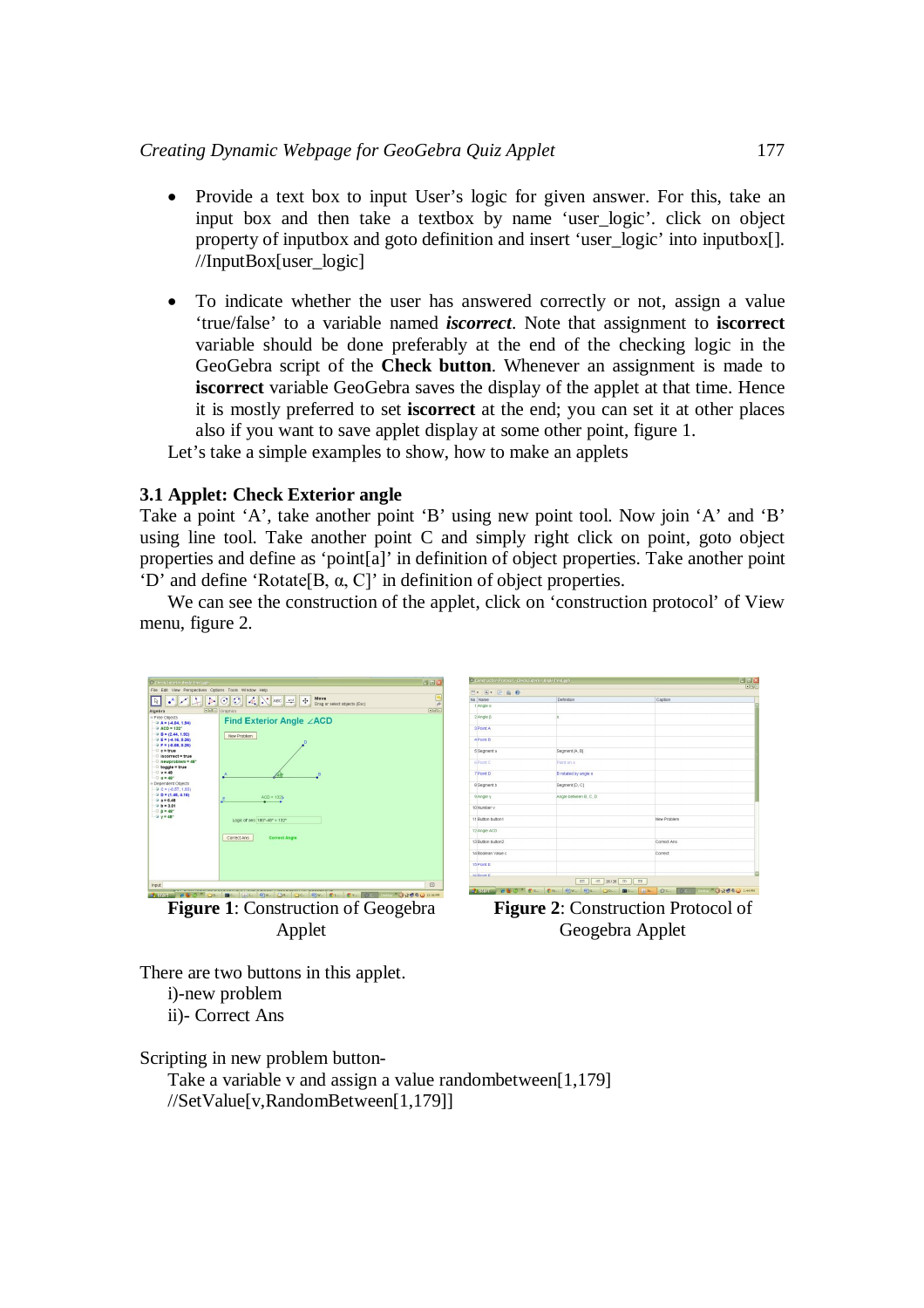- Provide a text box to input User's logic for given answer. For this, take an input box and then take a textbox by name 'user_logic'. click on object property of inputbox and goto definition and insert 'user_logic' into inputbox[]. //InputBox[user_logic]

- To indicate whether the user has answered correctly or not, assign a value 'true/false' to a variable named ***iscorrect***. Note that assignment to **iscorrect** variable should be done preferably at the end of the checking logic in the GeoGebra script of the **Check button**. Whenever an assignment is made to **iscorrect** variable GeoGebra saves the display of the applet at that time. Hence it is mostly preferred to set **iscorrect** at the end; you can set it at other places also if you want to save applet display at some other point, figure 1.

Let's take a simple examples to show, how to make an applets

### 3.1 Applet: Check Exterior angle

Take a point 'A', take another point 'B' using new point tool. Now join 'A' and 'B' using line tool. Take another point C and simply right click on point, goto object properties and define as 'point[a]' in definition of object properties. Take another point 'D' and define 'Rotate[B, α, C]' in definition of object properties.

We can see the construction of the applet, click on 'construction protocol' of View menu, figure 2.

**Figure 1**: Construction of Geogebra Applet

**Figure 2**: Construction Protocol of Geogebra Applet

There are two buttons in this applet.

i)-new problem

ii)- Correct Ans

Scripting in new problem button-

Take a variable v and assign a value randombetween[1,179]

//SetValue[v,RandomBetween[1,179]]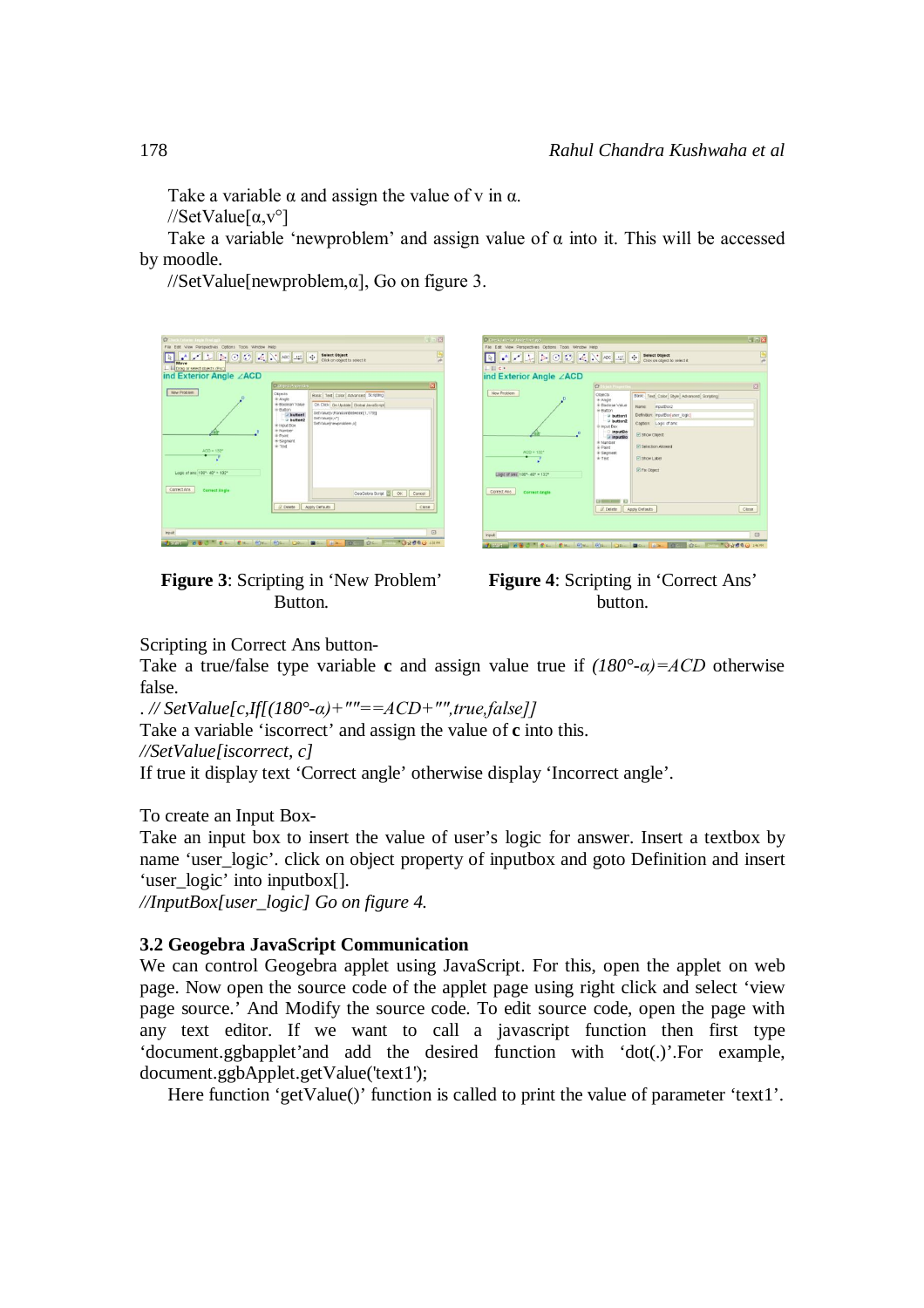Take a variable α and assign the value of v in α.

//SetValue[α,v°]

Take a variable 'newproblem' and assign value of α into it. This will be accessed by moodle.

//SetValue[newproblem,α], Go on figure 3.

**Figure 3**: Scripting in 'New Problem' Button.

**Figure 4**: Scripting in 'Correct Ans' button.

Scripting in Correct Ans button-

Take a true/false type variable **c** and assign value true if *(180°-α)=ACD* otherwise false.

*. // SetValue[c,If[(180°-α)+""==ACD+"",true,false]]*

Take a variable 'iscorrect' and assign the value of **c** into this.

*//SetValue[iscorrect, c]*

If true it display text 'Correct angle' otherwise display 'Incorrect angle'.

To create an Input Box-

Take an input box to insert the value of user's logic for answer. Insert a textbox by name 'user_logic'. click on object property of inputbox and goto Definition and insert 'user_logic' into inputbox[].

*//InputBox[user_logic] Go on figure 4.*

### 3.2 Geogebra JavaScript Communication

We can control Geogebra applet using JavaScript. For this, open the applet on web page. Now open the source code of the applet page using right click and select 'view page source.' And Modify the source code. To edit source code, open the page with any text editor. If we want to call a javascript function then first type 'document.ggbapplet'and add the desired function with 'dot(.)'.For example, document.ggbApplet.getValue('text1');

Here function 'getValue()' function is called to print the value of parameter 'text1'.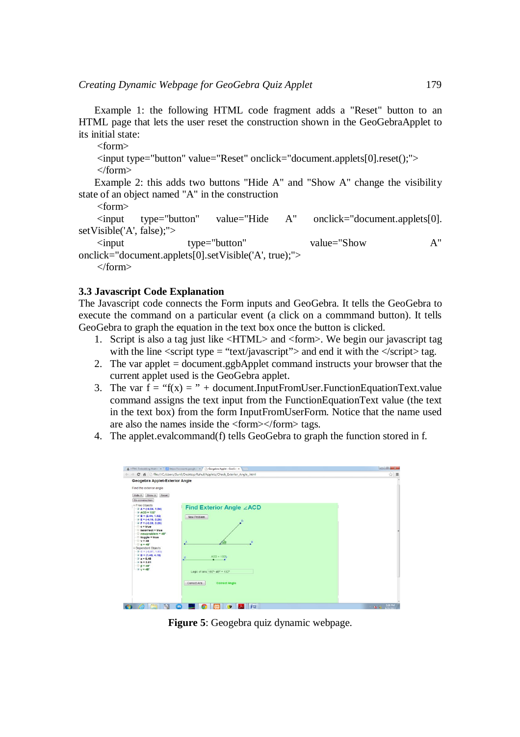Example 1: the following HTML code fragment adds a "Reset" button to an HTML page that lets the user reset the construction shown in the GeoGebraApplet to its initial state:

```
<form>
<input type="button" value="Reset" onclick="document.applets[0].reset();">
</form>
```

Example 2: this adds two buttons "Hide A" and "Show A" change the visibility state of an object named "A" in the construction

```
<form>
<input type="button" value="Hide A" onclick="document.applets[0].setVisible('A', false);">
<input type="button" value="Show A" onclick="document.applets[0].setVisible('A', true);">
</form>
```

### 3.3 Javascript Code Explanation

The Javascript code connects the Form inputs and GeoGebra. It tells the GeoGebra to execute the command on a particular event (a click on a commmand button). It tells GeoGebra to graph the equation in the text box once the button is clicked.

1. Script is also a tag just like <HTML> and <form>. We begin our javascript tag with the line <script type = "text/javascript"> and end it with the </script> tag.
2. The var applet = document.ggbApplet command instructs your browser that the current applet used is the GeoGebra applet.
3. The var f = "f(x) = " + document.InputFromUser.FunctionEquationText.value command assigns the text input from the FunctionEquationText value (the text in the text box) from the form InputFromUserForm. Notice that the name used are also the names inside the <form></form> tags.
4. The applet.evalcommand(f) tells GeoGebra to graph the function stored in f.

**Figure 5**: Geogebra quiz dynamic webpage.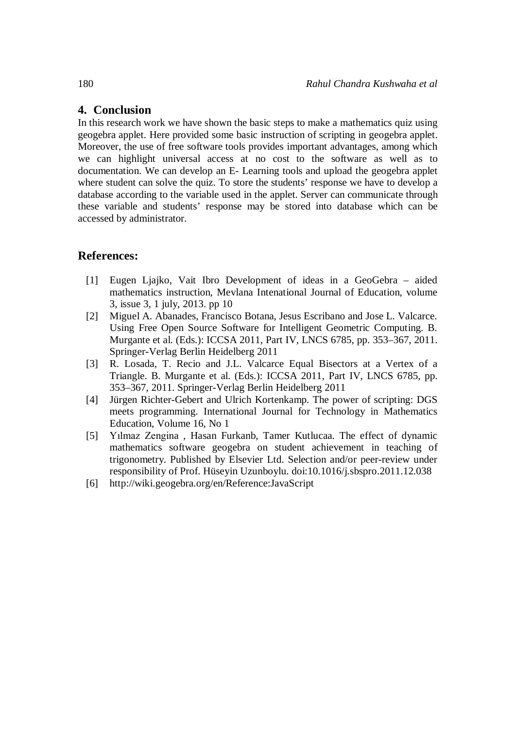## 4. Conclusion

In this research work we have shown the basic steps to make a mathematics quiz using geogebra applet. Here provided some basic instruction of scripting in geogebra applet. Moreover, the use of free software tools provides important advantages, among which we can highlight universal access at no cost to the software as well as to documentation. We can develop an E- Learning tools and upload the geogebra applet where student can solve the quiz. To store the students' response we have to develop a database according to the variable used in the applet. Server can communicate through these variable and students' response may be stored into database which can be accessed by administrator.

## References:

[1] Eugen Ljajko, Vait Ibro Development of ideas in a GeoGebra – aided mathematics instruction, Mevlana Intenational Journal of Education, volume 3, issue 3, 1 july, 2013. pp 10

[2] Miguel A. Abanades, Francisco Botana, Jesus Escribano and Jose L. Valcarce. Using Free Open Source Software for Intelligent Geometric Computing. B. Murgante et al. (Eds.): ICCSA 2011, Part IV, LNCS 6785, pp. 353–367, 2011. Springer-Verlag Berlin Heidelberg 2011

[3] R. Losada, T. Recio and J.L. Valcarce Equal Bisectors at a Vertex of a Triangle. B. Murgante et al. (Eds.): ICCSA 2011, Part IV, LNCS 6785, pp. 353–367, 2011. Springer-Verlag Berlin Heidelberg 2011

[4] Jürgen Richter-Gebert and Ulrich Kortenkamp. The power of scripting: DGS meets programming. International Journal for Technology in Mathematics Education, Volume 16, No 1

[5] Yılmaz Zengina , Hasan Furkanb, Tamer Kutlucaa. The effect of dynamic mathematics software geogebra on student achievement in teaching of trigonometry. Published by Elsevier Ltd. Selection and/or peer-review under responsibility of Prof. Hüseyin Uzunboylu. doi:10.1016/j.sbspro.2011.12.038

[6] http://wiki.geogebra.org/en/Reference:JavaScript